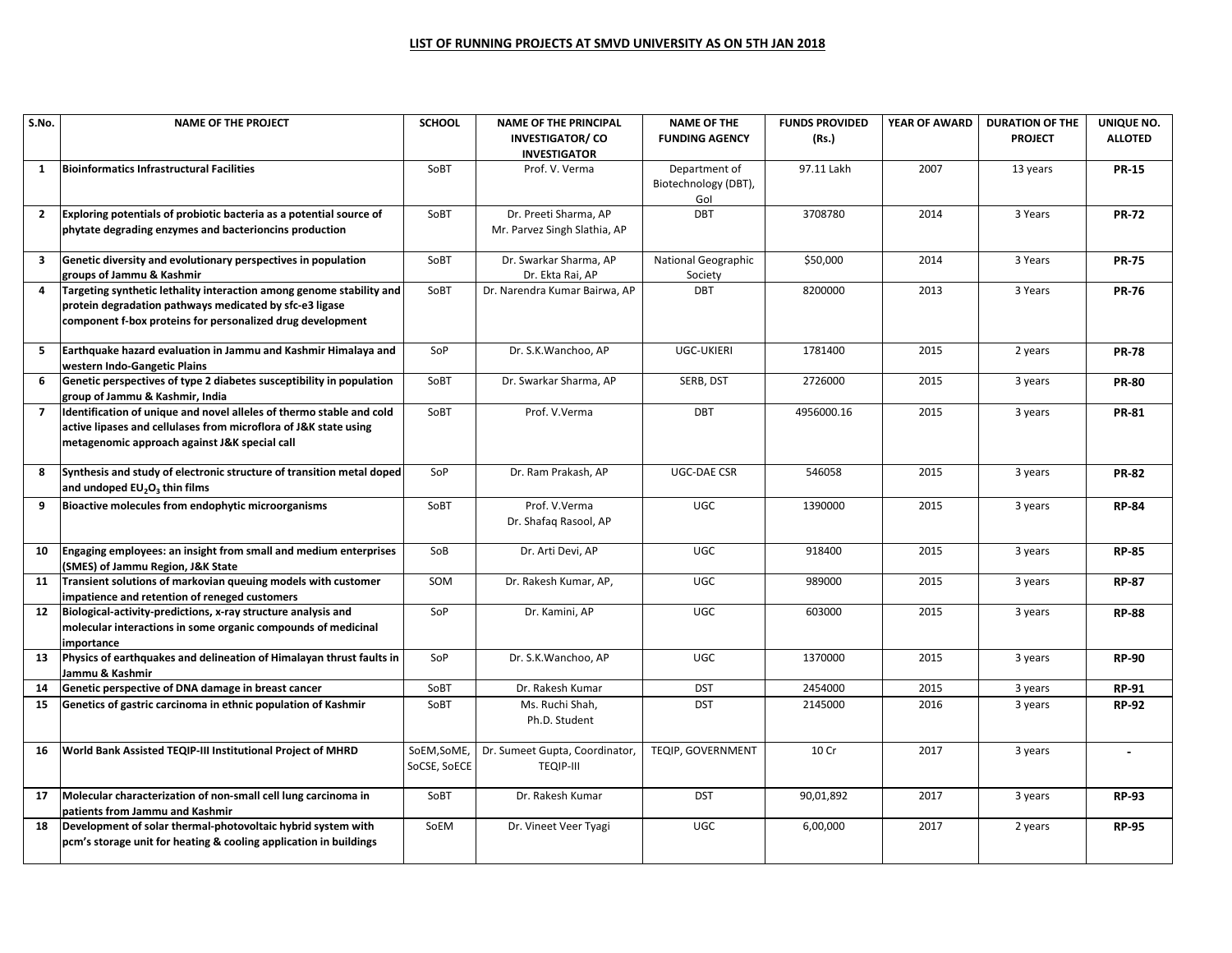## LIST OF RUNNING PROJECTS AT SMVD UNIVERSITY AS ON 5TH JAN 2018

| S.No. | NAME OF THE PROJECT | SCHOOL | NAME OF THE PRINCIPAL INVESTIGATOR/ CO INVESTIGATOR | NAME OF THE FUNDING AGENCY | FUNDS PROVIDED (Rs.) | YEAR OF AWARD | DURATION OF THE PROJECT | UNIQUE NO. ALLOTED |
|---|---|---|---|---|---|---|---|---|
| 1 | **Bioinformatics Infrastructural Facilities** | SoBT | Prof. V. Verma | Department of Biotechnology (DBT), GoI | 97.11 Lakh | 2007 | 13 years | **PR-15** |
| 2 | **Exploring potentials of probiotic bacteria as a potential source of phytate degrading enzymes and bacterioncins production** | SoBT | Dr. Preeti Sharma, AP<br>Mr. Parvez Singh Slathia, AP | DBT | 3708780 | 2014 | 3 Years | **PR-72** |
| 3 | **Genetic diversity and evolutionary perspectives in population groups of Jammu & Kashmir** | SoBT | Dr. Swarkar Sharma, AP<br>Dr. Ekta Rai, AP | National Geographic Society | $50,000 | 2014 | 3 Years | **PR-75** |
| 4 | **Targeting synthetic lethality interaction among genome stability and protein degradation pathways medicated by sfc-e3 ligase component f-box proteins for personalized drug development** | SoBT | Dr. Narendra Kumar Bairwa, AP | DBT | 8200000 | 2013 | 3 Years | **PR-76** |
| 5 | **Earthquake hazard evaluation in Jammu and Kashmir Himalaya and western Indo-Gangetic Plains** | SoP | Dr. S.K.Wanchoo, AP | UGC-UKIERI | 1781400 | 2015 | 2 years | **PR-78** |
| 6 | **Genetic perspectives of type 2 diabetes susceptibility in population group of Jammu & Kashmir, India** | SoBT | Dr. Swarkar Sharma, AP | SERB, DST | 2726000 | 2015 | 3 years | **PR-80** |
| 7 | **Identification of unique and novel alleles of thermo stable and cold active lipases and cellulases from microflora of J&K state using metagenomic approach against J&K special call** | SoBT | Prof. V.Verma | DBT | 4956000.16 | 2015 | 3 years | **PR-81** |
| 8 | **Synthesis and study of electronic structure of transition metal doped and undoped $EU_2O_3$ thin films** | SoP | Dr. Ram Prakash, AP | UGC-DAE CSR | 546058 | 2015 | 3 years | **PR-82** |
| 9 | **Bioactive molecules from endophytic microorganisms** | SoBT | Prof. V.Verma<br>Dr. Shafaq Rasool, AP | UGC | 1390000 | 2015 | 3 years | **RP-84** |
| 10 | **Engaging employees: an insight from small and medium enterprises (SMES) of Jammu Region, J&K State** | SoB | Dr. Arti Devi, AP | UGC | 918400 | 2015 | 3 years | **RP-85** |
| 11 | **Transient solutions of markovian queuing models with customer impatience and retention of reneged customers** | SOM | Dr. Rakesh Kumar, AP, | UGC | 989000 | 2015 | 3 years | **RP-87** |
| 12 | **Biological-activity-predictions, x-ray structure analysis and molecular interactions in some organic compounds of medicinal importance** | SoP | Dr. Kamini, AP | UGC | 603000 | 2015 | 3 years | **RP-88** |
| 13 | **Physics of earthquakes and delineation of Himalayan thrust faults in Jammu & Kashmir** | SoP | Dr. S.K.Wanchoo, AP | UGC | 1370000 | 2015 | 3 years | **RP-90** |
| 14 | **Genetic perspective of DNA damage in breast cancer** | SoBT | Dr. Rakesh Kumar | DST | 2454000 | 2015 | 3 years | **RP-91** |
| 15 | **Genetics of gastric carcinoma in ethnic population of Kashmir** | SoBT | Ms. Ruchi Shah,<br>Ph.D. Student | DST | 2145000 | 2016 | 3 years | **RP-92** |
| 16 | **World Bank Assisted TEQIP-III Institutional Project of MHRD** | SoEM,SoME, SoCSE, SoECE | Dr. Sumeet Gupta, Coordinator, TEQIP-III | TEQIP, GOVERNMENT | 10 Cr | 2017 | 3 years | **-** |
| 17 | **Molecular characterization of non-small cell lung carcinoma in patients from Jammu and Kashmir** | SoBT | Dr. Rakesh Kumar | DST | 90,01,892 | 2017 | 3 years | **RP-93** |
| 18 | **Development of solar thermal-photovoltaic hybrid system with pcm's storage unit for heating & cooling application in buildings** | SoEM | Dr. Vineet Veer Tyagi | UGC | 6,00,000 | 2017 | 2 years | **RP-95** |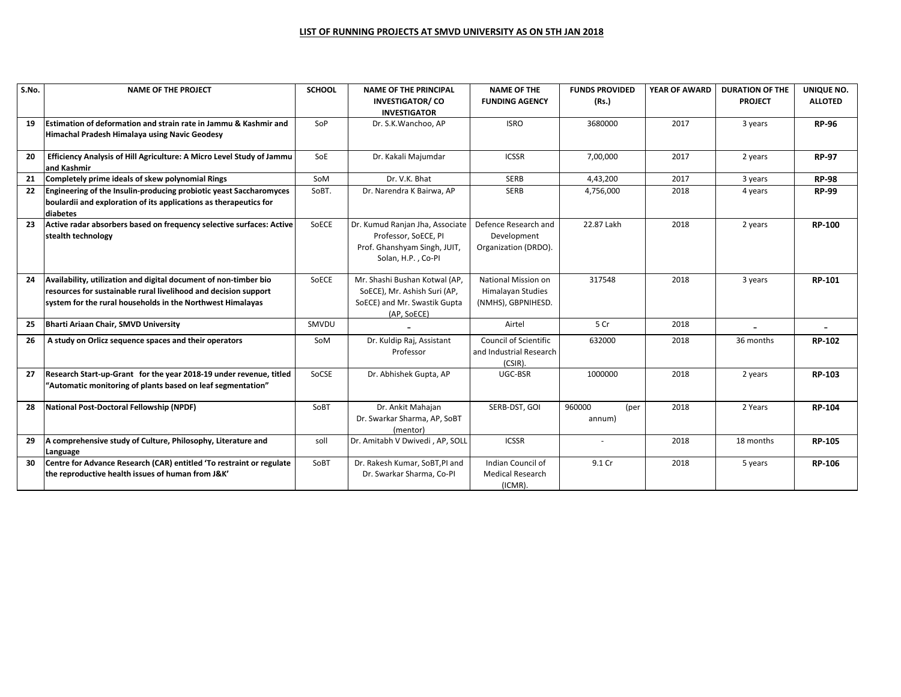## LIST OF RUNNING PROJECTS AT SMVD UNIVERSITY AS ON 5TH JAN 2018

| S.No. | NAME OF THE PROJECT | SCHOOL | NAME OF THE PRINCIPAL INVESTIGATOR/ CO INVESTIGATOR | NAME OF THE FUNDING AGENCY | FUNDS PROVIDED (Rs.) | YEAR OF AWARD | DURATION OF THE PROJECT | UNIQUE NO. ALLOTED |
|---|---|---|---|---|---|---|---|---|
| 19 | **Estimation of deformation and strain rate in Jammu & Kashmir and Himachal Pradesh Himalaya using Navic Geodesy** | SoP | Dr. S.K.Wanchoo, AP | ISRO | 3680000 | 2017 | 3 years | **RP-96** |
| 20 | **Efficiency Analysis of Hill Agriculture: A Micro Level Study of Jammu and Kashmir** | SoE | Dr. Kakali Majumdar | ICSSR | 7,00,000 | 2017 | 2 years | **RP-97** |
| 21 | **Completely prime ideals of skew polynomial Rings** | SoM | Dr. V.K. Bhat | SERB | 4,43,200 | 2017 | 3 years | **RP-98** |
| 22 | **Engineering of the Insulin-producing probiotic yeast Saccharomyces boulardii and exploration of its applications as therapeutics for diabetes** | SoBT. | Dr. Narendra K Bairwa, AP | SERB | 4,756,000 | 2018 | 4 years | **RP-99** |
| 23 | **Active radar absorbers based on frequency selective surfaces: Active stealth technology** | SoECE | Dr. Kumud Ranjan Jha, Associate Professor, SoECE, PI Prof. Ghanshyam Singh, JUIT, Solan, H.P. , Co-PI | Defence Research and Development Organization (DRDO). | 22.87 Lakh | 2018 | 2 years | **RP-100** |
| 24 | **Availability, utilization and digital document of non-timber bio resources for sustainable rural livelihood and decision support system for the rural households in the Northwest Himalayas** | SoECE | Mr. Shashi Bushan Kotwal (AP, SoECE), Mr. Ashish Suri (AP, SoECE) and Mr. Swastik Gupta (AP, SoECE) | National Mission on Himalayan Studies (NMHS), GBPNIHESD. | 317548 | 2018 | 3 years | **RP-101** |
| 25 | **Bharti Ariaan Chair, SMVD University** | SMVDU | - | Airtel | 5 Cr | 2018 | - | - |
| 26 | **A study on Orlicz sequence spaces and their operators** | SoM | Dr. Kuldip Raj, Assistant Professor | Council of Scientific and Industrial Research (CSIR). | 632000 | 2018 | 36 months | **RP-102** |
| 27 | **Research Start-up-Grant for the year 2018-19 under revenue, titled "Automatic monitoring of plants based on leaf segmentation"** | SoCSE | Dr. Abhishek Gupta, AP | UGC-BSR | 1000000 | 2018 | 2 years | **RP-103** |
| 28 | **National Post-Doctoral Fellowship (NPDF)** | SoBT | Dr. Ankit Mahajan Dr. Swarkar Sharma, AP, SoBT (mentor) | SERB-DST, GOI | 960000 (per annum) | 2018 | 2 Years | **RP-104** |
| 29 | **A comprehensive study of Culture, Philosophy, Literature and Language** | soll | Dr. Amitabh V Dwivedi , AP, SOLL | ICSSR | - | 2018 | 18 months | **RP-105** |
| 30 | **Centre for Advance Research (CAR) entitled 'To restraint or regulate the reproductive health issues of human from J&K'** | SoBT | Dr. Rakesh Kumar, SoBT,PI and Dr. Swarkar Sharma, Co-PI | Indian Council of Medical Research (ICMR). | 9.1 Cr | 2018 | 5 years | **RP-106** |